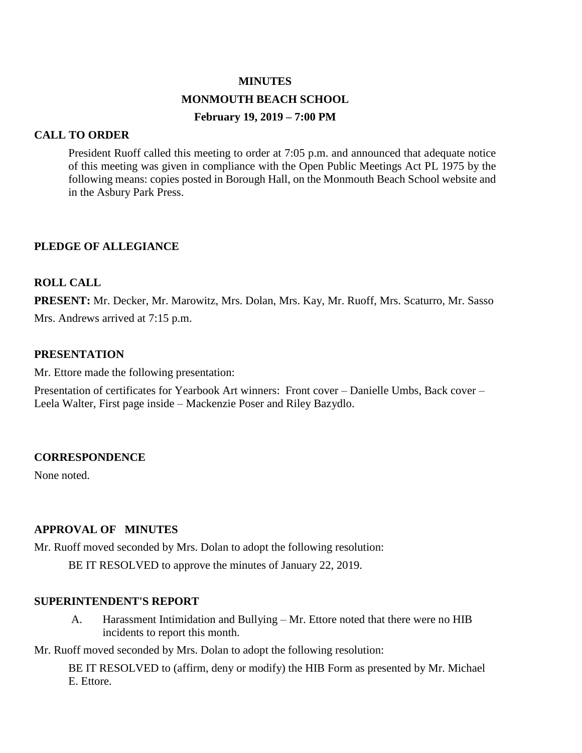# MINUTES

## MONMOUTH BEACH SCHOOL

### February 19, 2019 – 7:00 PM

**CALL TO ORDER**

President Ruoff called this meeting to order at 7:05 p.m. and announced that adequate notice of this meeting was given in compliance with the Open Public Meetings Act PL 1975 by the following means: copies posted in Borough Hall, on the Monmouth Beach School website and in the Asbury Park Press.

**PLEDGE OF ALLEGIANCE**

**ROLL CALL**

**PRESENT:** Mr. Decker, Mr. Marowitz, Mrs. Dolan, Mrs. Kay, Mr. Ruoff, Mrs. Scaturro, Mr. Sasso

Mrs. Andrews arrived at 7:15 p.m.

**PRESENTATION**

Mr. Ettore made the following presentation:

Presentation of certificates for Yearbook Art winners: Front cover – Danielle Umbs, Back cover – Leela Walter, First page inside – Mackenzie Poser and Riley Bazydlo.

**CORRESPONDENCE**

None noted.

**APPROVAL OF MINUTES**

Mr. Ruoff moved seconded by Mrs. Dolan to adopt the following resolution:

BE IT RESOLVED to approve the minutes of January 22, 2019.

**SUPERINTENDENT'S REPORT**

A. Harassment Intimidation and Bullying – Mr. Ettore noted that there were no HIB incidents to report this month.

Mr. Ruoff moved seconded by Mrs. Dolan to adopt the following resolution:

BE IT RESOLVED to (affirm, deny or modify) the HIB Form as presented by Mr. Michael E. Ettore.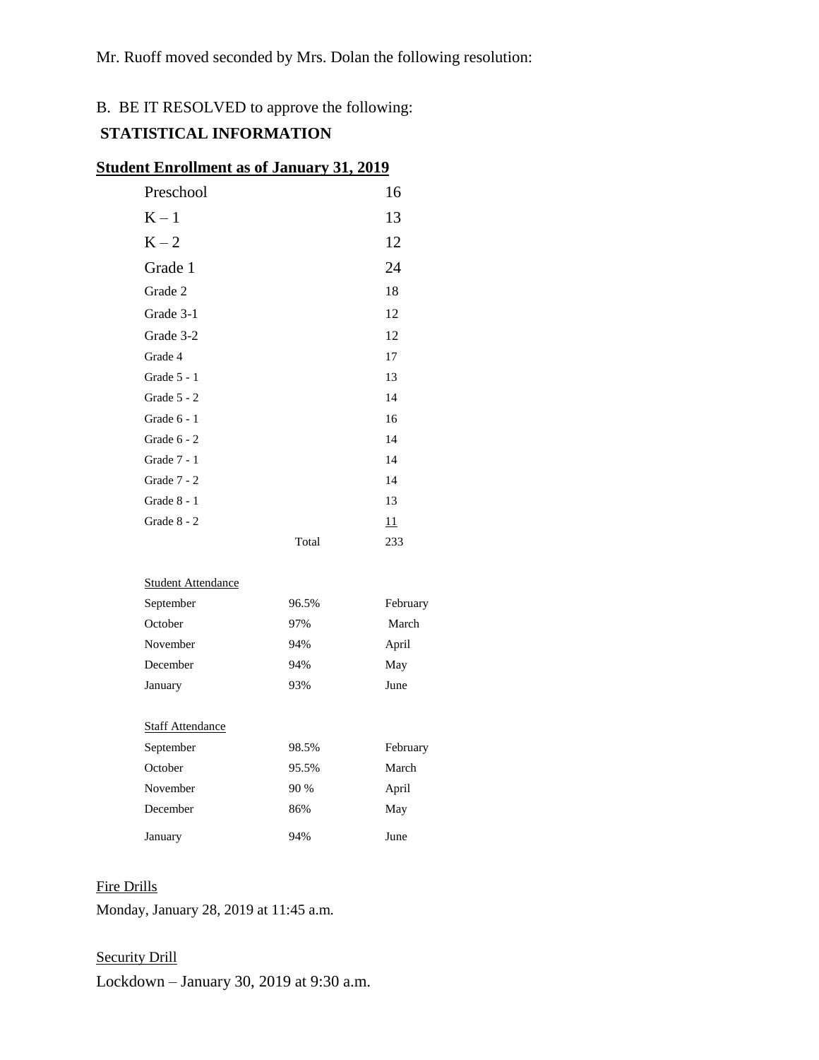Mr. Ruoff moved seconded by Mrs. Dolan the following resolution:

B. BE IT RESOLVED to approve the following:

**STATISTICAL INFORMATION**

**Student Enrollment as of January 31, 2019**

| | | |
|---|---|---|
| Preschool | | 16 |
| K – 1 | | 13 |
| K – 2 | | 12 |
| Grade 1 | | 24 |
| Grade 2 | | 18 |
| Grade 3-1 | | 12 |
| Grade 3-2 | | 12 |
| Grade 4 | | 17 |
| Grade 5 - 1 | | 13 |
| Grade 5 - 2 | | 14 |
| Grade 6 - 1 | | 16 |
| Grade 6 - 2 | | 14 |
| Grade 7 - 1 | | 14 |
| Grade 7 - 2 | | 14 |
| Grade 8 - 1 | | 13 |
| Grade 8 - 2 | | 11 |
| | Total | 233 |

Student Attendance

| | | |
|---|---|---|
| September | 96.5% | February |
| October | 97% | March |
| November | 94% | April |
| December | 94% | May |
| January | 93% | June |

Staff Attendance

| | | |
|---|---|---|
| September | 98.5% | February |
| October | 95.5% | March |
| November | 90 % | April |
| December | 86% | May |
| January | 94% | June |

Fire Drills

Monday, January 28, 2019 at 11:45 a.m.

Security Drill

Lockdown – January 30, 2019 at 9:30 a.m.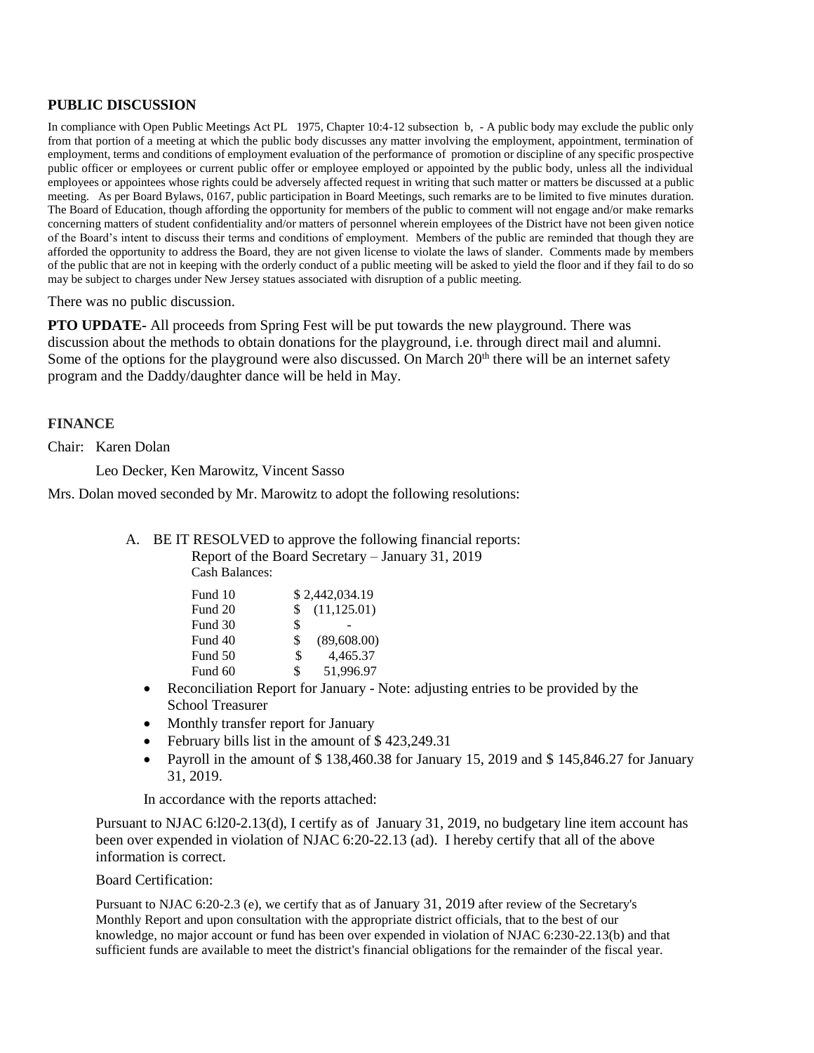## PUBLIC DISCUSSION

In compliance with Open Public Meetings Act PL 1975, Chapter 10:4-12 subsection b, - A public body may exclude the public only from that portion of a meeting at which the public body discusses any matter involving the employment, appointment, termination of employment, terms and conditions of employment evaluation of the performance of promotion or discipline of any specific prospective public officer or employees or current public offer or employee employed or appointed by the public body, unless all the individual employees or appointees whose rights could be adversely affected request in writing that such matter or matters be discussed at a public meeting. As per Board Bylaws, 0167, public participation in Board Meetings, such remarks are to be limited to five minutes duration. The Board of Education, though affording the opportunity for members of the public to comment will not engage and/or make remarks concerning matters of student confidentiality and/or matters of personnel wherein employees of the District have not been given notice of the Board's intent to discuss their terms and conditions of employment. Members of the public are reminded that though they are afforded the opportunity to address the Board, they are not given license to violate the laws of slander. Comments made by members of the public that are not in keeping with the orderly conduct of a public meeting will be asked to yield the floor and if they fail to do so may be subject to charges under New Jersey statues associated with disruption of a public meeting.

There was no public discussion.

**PTO UPDATE-** All proceeds from Spring Fest will be put towards the new playground. There was discussion about the methods to obtain donations for the playground, i.e. through direct mail and alumni. Some of the options for the playground were also discussed. On March 20th there will be an internet safety program and the Daddy/daughter dance will be held in May.

## FINANCE

Chair: Karen Dolan

Leo Decker, Ken Marowitz, Vincent Sasso

Mrs. Dolan moved seconded by Mr. Marowitz to adopt the following resolutions:

A. BE IT RESOLVED to approve the following financial reports:

Report of the Board Secretary – January 31, 2019

Cash Balances:

| | |
|---|---|
| Fund 10 | $ 2,442,034.19 |
| Fund 20 | $ (11,125.01) |
| Fund 30 | $ - |
| Fund 40 | $ (89,608.00) |
| Fund 50 | $ 4,465.37 |
| Fund 60 | $ 51,996.97 |

- Reconciliation Report for January - Note: adjusting entries to be provided by the School Treasurer
- Monthly transfer report for January
- February bills list in the amount of $ 423,249.31
- Payroll in the amount of $ 138,460.38 for January 15, 2019 and $ 145,846.27 for January 31, 2019.

In accordance with the reports attached:

Pursuant to NJAC 6:l20-2.13(d), I certify as of January 31, 2019, no budgetary line item account has been over expended in violation of NJAC 6:20-22.13 (ad). I hereby certify that all of the above information is correct.

Board Certification:

Pursuant to NJAC 6:20-2.3 (e), we certify that as of January 31, 2019 after review of the Secretary's Monthly Report and upon consultation with the appropriate district officials, that to the best of our knowledge, no major account or fund has been over expended in violation of NJAC 6:230-22.13(b) and that sufficient funds are available to meet the district's financial obligations for the remainder of the fiscal year.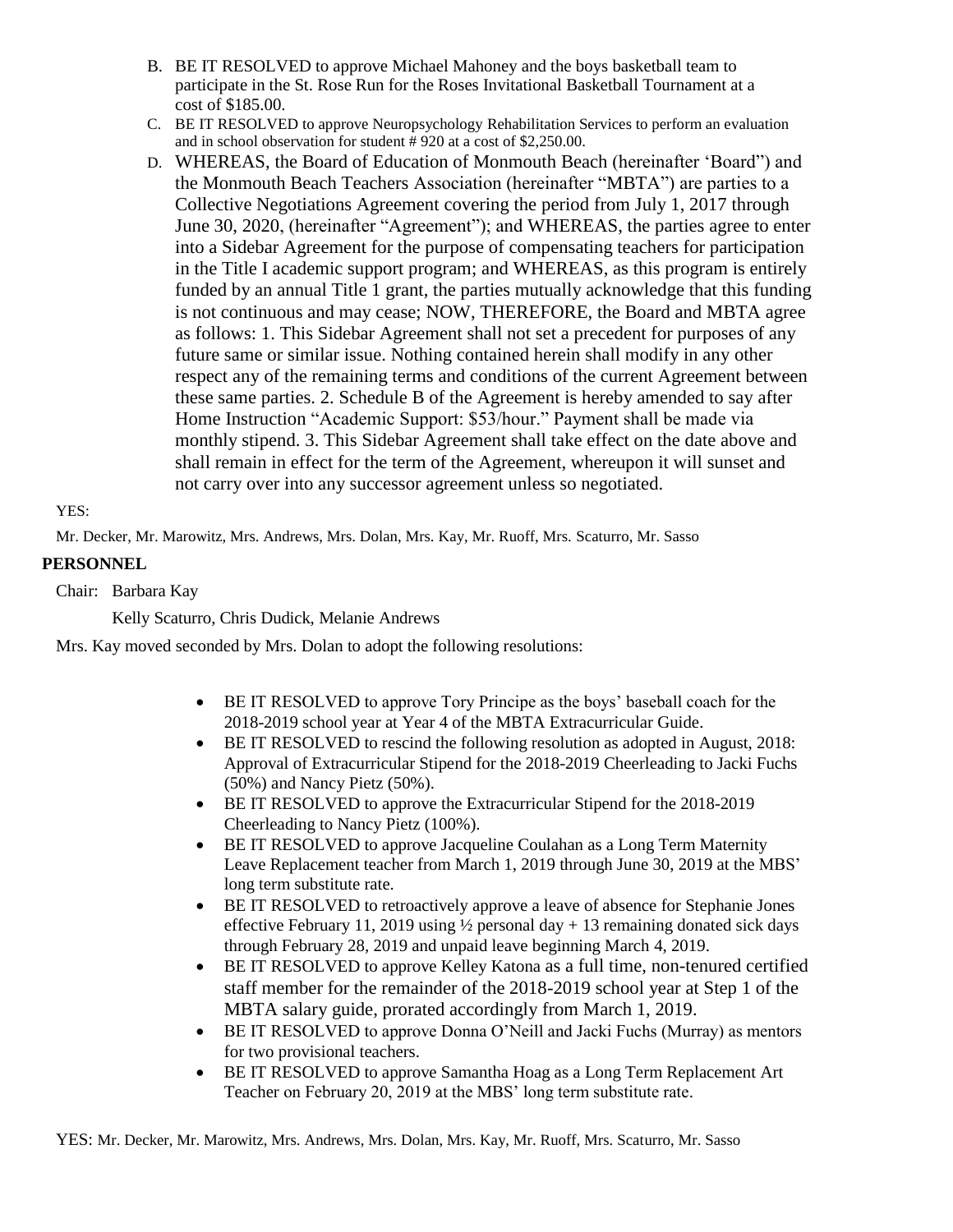B. BE IT RESOLVED to approve Michael Mahoney and the boys basketball team to participate in the St. Rose Run for the Roses Invitational Basketball Tournament at a cost of $185.00.

C. BE IT RESOLVED to approve Neuropsychology Rehabilitation Services to perform an evaluation and in school observation for student # 920 at a cost of $2,250.00.

D. WHEREAS, the Board of Education of Monmouth Beach (hereinafter 'Board") and the Monmouth Beach Teachers Association (hereinafter "MBTA") are parties to a Collective Negotiations Agreement covering the period from July 1, 2017 through June 30, 2020, (hereinafter "Agreement"); and WHEREAS, the parties agree to enter into a Sidebar Agreement for the purpose of compensating teachers for participation in the Title I academic support program; and WHEREAS, as this program is entirely funded by an annual Title 1 grant, the parties mutually acknowledge that this funding is not continuous and may cease; NOW, THEREFORE, the Board and MBTA agree as follows: 1. This Sidebar Agreement shall not set a precedent for purposes of any future same or similar issue. Nothing contained herein shall modify in any other respect any of the remaining terms and conditions of the current Agreement between these same parties. 2. Schedule B of the Agreement is hereby amended to say after Home Instruction "Academic Support: $53/hour." Payment shall be made via monthly stipend. 3. This Sidebar Agreement shall take effect on the date above and shall remain in effect for the term of the Agreement, whereupon it will sunset and not carry over into any successor agreement unless so negotiated.

YES:

Mr. Decker, Mr. Marowitz, Mrs. Andrews, Mrs. Dolan, Mrs. Kay, Mr. Ruoff, Mrs. Scaturro, Mr. Sasso

**PERSONNEL**

Chair: Barbara Kay

Kelly Scaturro, Chris Dudick, Melanie Andrews

Mrs. Kay moved seconded by Mrs. Dolan to adopt the following resolutions:

- BE IT RESOLVED to approve Tory Principe as the boys' baseball coach for the 2018-2019 school year at Year 4 of the MBTA Extracurricular Guide.
- BE IT RESOLVED to rescind the following resolution as adopted in August, 2018: Approval of Extracurricular Stipend for the 2018-2019 Cheerleading to Jacki Fuchs (50%) and Nancy Pietz (50%).
- BE IT RESOLVED to approve the Extracurricular Stipend for the 2018-2019 Cheerleading to Nancy Pietz (100%).
- BE IT RESOLVED to approve Jacqueline Coulahan as a Long Term Maternity Leave Replacement teacher from March 1, 2019 through June 30, 2019 at the MBS' long term substitute rate.
- BE IT RESOLVED to retroactively approve a leave of absence for Stephanie Jones effective February 11, 2019 using ½ personal day + 13 remaining donated sick days through February 28, 2019 and unpaid leave beginning March 4, 2019.
- BE IT RESOLVED to approve Kelley Katona as a full time, non-tenured certified staff member for the remainder of the 2018-2019 school year at Step 1 of the MBTA salary guide, prorated accordingly from March 1, 2019.
- BE IT RESOLVED to approve Donna O'Neill and Jacki Fuchs (Murray) as mentors for two provisional teachers.
- BE IT RESOLVED to approve Samantha Hoag as a Long Term Replacement Art Teacher on February 20, 2019 at the MBS' long term substitute rate.

YES: Mr. Decker, Mr. Marowitz, Mrs. Andrews, Mrs. Dolan, Mrs. Kay, Mr. Ruoff, Mrs. Scaturro, Mr. Sasso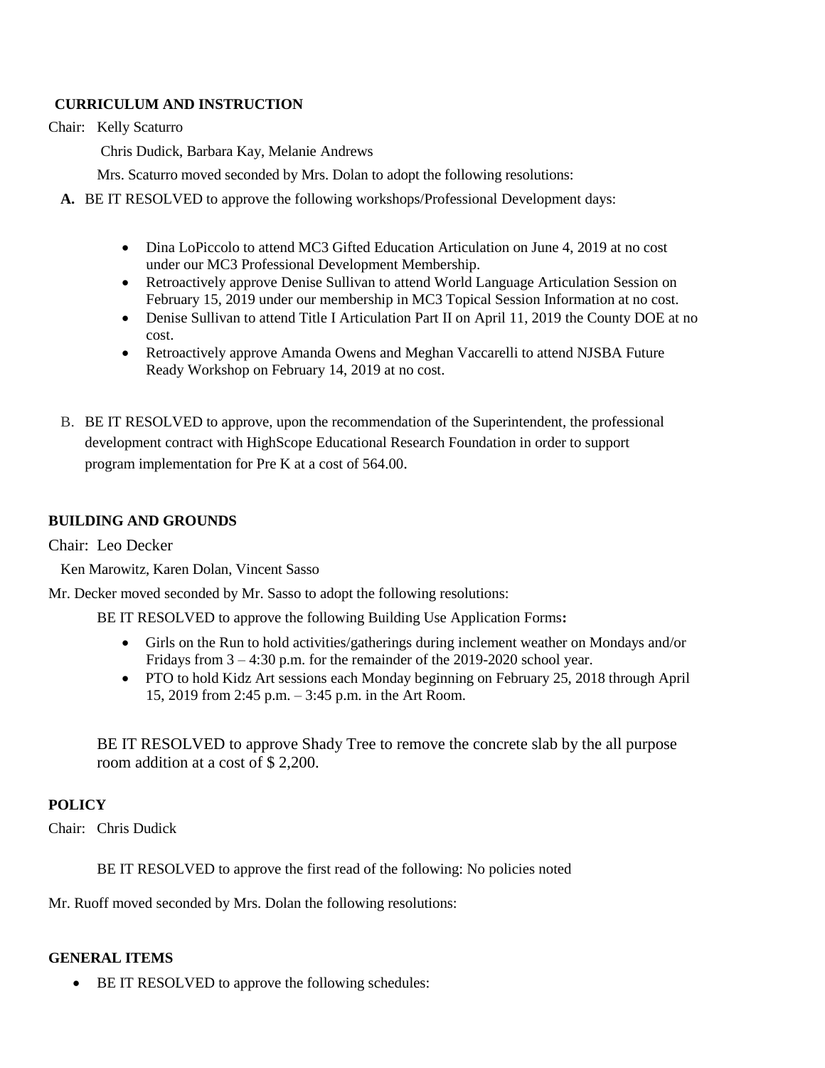**CURRICULUM AND INSTRUCTION**

Chair: Kelly Scaturro

Chris Dudick, Barbara Kay, Melanie Andrews

Mrs. Scaturro moved seconded by Mrs. Dolan to adopt the following resolutions:

**A.** BE IT RESOLVED to approve the following workshops/Professional Development days:

- Dina LoPiccolo to attend MC3 Gifted Education Articulation on June 4, 2019 at no cost under our MC3 Professional Development Membership.
- Retroactively approve Denise Sullivan to attend World Language Articulation Session on February 15, 2019 under our membership in MC3 Topical Session Information at no cost.
- Denise Sullivan to attend Title I Articulation Part II on April 11, 2019 the County DOE at no cost.
- Retroactively approve Amanda Owens and Meghan Vaccarelli to attend NJSBA Future Ready Workshop on February 14, 2019 at no cost.

B. BE IT RESOLVED to approve, upon the recommendation of the Superintendent, the professional development contract with HighScope Educational Research Foundation in order to support program implementation for Pre K at a cost of 564.00.

**BUILDING AND GROUNDS**

Chair: Leo Decker

Ken Marowitz, Karen Dolan, Vincent Sasso

Mr. Decker moved seconded by Mr. Sasso to adopt the following resolutions:

BE IT RESOLVED to approve the following Building Use Application Forms**:**

- Girls on the Run to hold activities/gatherings during inclement weather on Mondays and/or Fridays from 3 – 4:30 p.m. for the remainder of the 2019-2020 school year.
- PTO to hold Kidz Art sessions each Monday beginning on February 25, 2018 through April 15, 2019 from 2:45 p.m. – 3:45 p.m. in the Art Room.

BE IT RESOLVED to approve Shady Tree to remove the concrete slab by the all purpose room addition at a cost of $ 2,200.

**POLICY**

Chair: Chris Dudick

BE IT RESOLVED to approve the first read of the following: No policies noted

Mr. Ruoff moved seconded by Mrs. Dolan the following resolutions:

**GENERAL ITEMS**

- BE IT RESOLVED to approve the following schedules: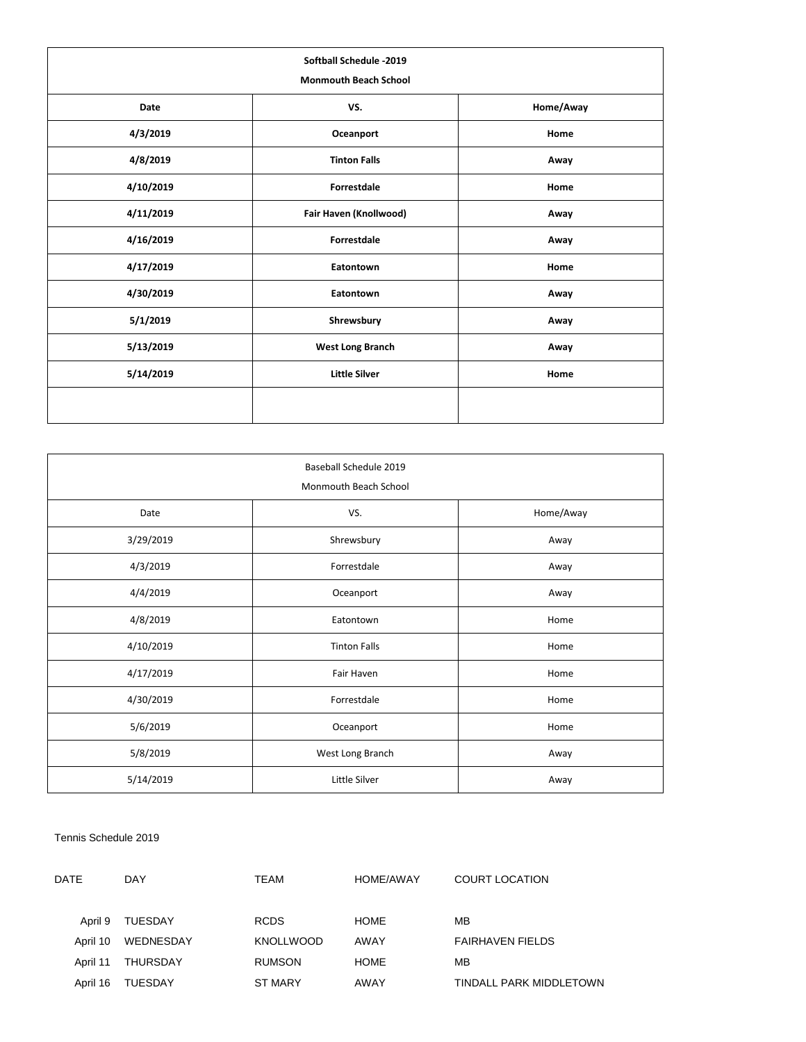| Softball Schedule -2019<br>Monmouth Beach School | | |
|---|---|---|
| **Date** | **VS.** | **Home/Away** |
| **4/3/2019** | **Oceanport** | **Home** |
| **4/8/2019** | **Tinton Falls** | **Away** |
| **4/10/2019** | **Forrestdale** | **Home** |
| **4/11/2019** | **Fair Haven (Knollwood)** | **Away** |
| **4/16/2019** | **Forrestdale** | **Away** |
| **4/17/2019** | **Eatontown** | **Home** |
| **4/30/2019** | **Eatontown** | **Away** |
| **5/1/2019** | **Shrewsbury** | **Away** |
| **5/13/2019** | **West Long Branch** | **Away** |
| **5/14/2019** | **Little Silver** | **Home** |
| | | |

| Baseball Schedule 2019<br>Monmouth Beach School | | |
|---|---|---|
| Date | VS. | Home/Away |
| 3/29/2019 | Shrewsbury | Away |
| 4/3/2019 | Forrestdale | Away |
| 4/4/2019 | Oceanport | Away |
| 4/8/2019 | Eatontown | Home |
| 4/10/2019 | Tinton Falls | Home |
| 4/17/2019 | Fair Haven | Home |
| 4/30/2019 | Forrestdale | Home |
| 5/6/2019 | Oceanport | Home |
| 5/8/2019 | West Long Branch | Away |
| 5/14/2019 | Little Silver | Away |

Tennis Schedule 2019

| DATE | DAY | TEAM | HOME/AWAY | COURT LOCATION |
|---|---|---|---|---|
| April 9 | TUESDAY | RCDS | HOME | MB |
| April 10 | WEDNESDAY | KNOLLWOOD | AWAY | FAIRHAVEN FIELDS |
| April 11 | THURSDAY | RUMSON | HOME | MB |
| April 16 | TUESDAY | ST MARY | AWAY | TINDALL PARK MIDDLETOWN |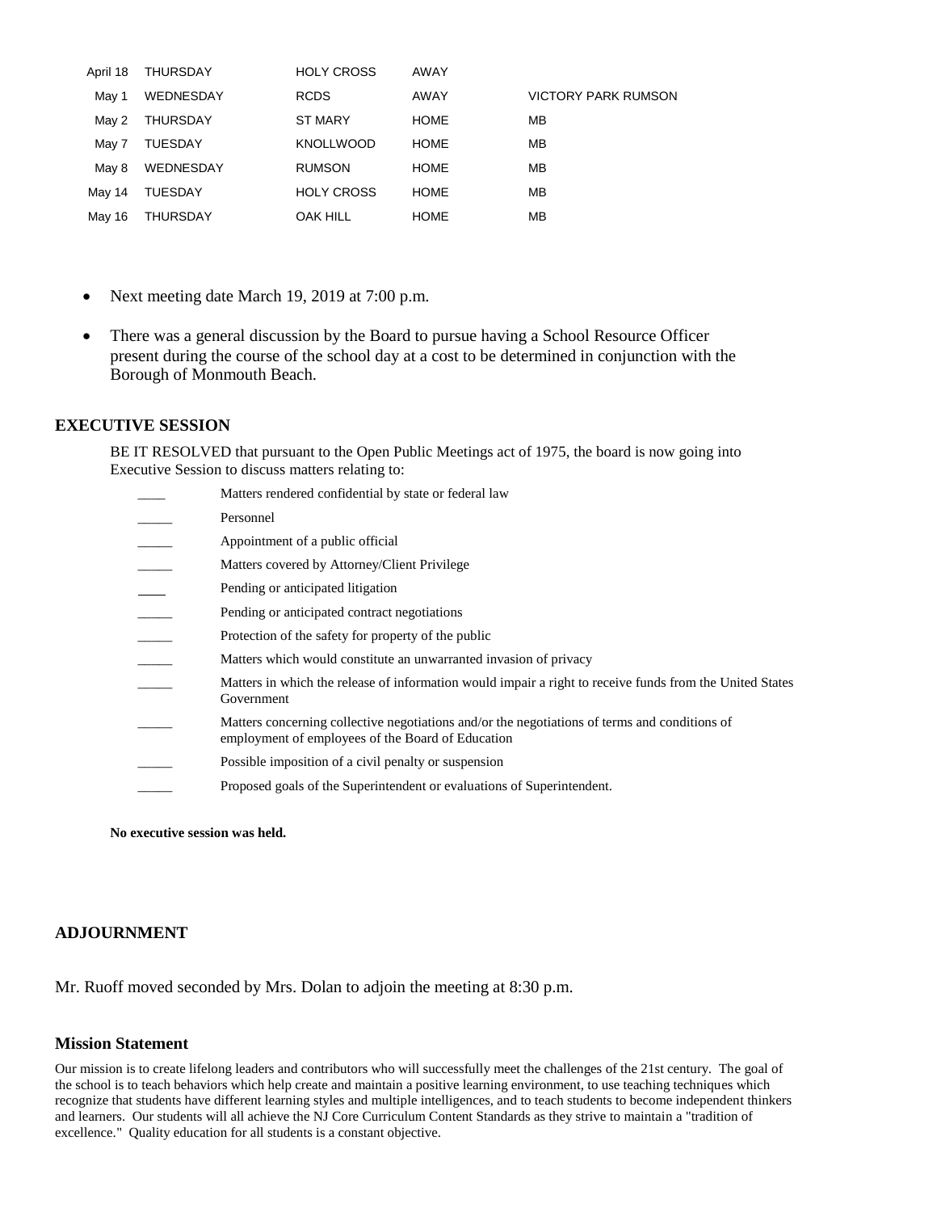| | | | | |
|---|---|---|---|---|
| April 18 | THURSDAY | HOLY CROSS | AWAY | |
| May 1 | WEDNESDAY | RCDS | AWAY | VICTORY PARK RUMSON |
| May 2 | THURSDAY | ST MARY | HOME | MB |
| May 7 | TUESDAY | KNOLLWOOD | HOME | MB |
| May 8 | WEDNESDAY | RUMSON | HOME | MB |
| May 14 | TUESDAY | HOLY CROSS | HOME | MB |
| May 16 | THURSDAY | OAK HILL | HOME | MB |

- Next meeting date March 19, 2019 at 7:00 p.m.
- There was a general discussion by the Board to pursue having a School Resource Officer present during the course of the school day at a cost to be determined in conjunction with the Borough of Monmouth Beach.

## EXECUTIVE SESSION

BE IT RESOLVED that pursuant to the Open Public Meetings act of 1975, the board is now going into Executive Session to discuss matters relating to:

- ____ Matters rendered confidential by state or federal law
- _____ Personnel
- _____ Appointment of a public official
- _____ Matters covered by Attorney/Client Privilege
- ____ Pending or anticipated litigation
- _____ Pending or anticipated contract negotiations
- _____ Protection of the safety for property of the public
- _____ Matters which would constitute an unwarranted invasion of privacy
- _____ Matters in which the release of information would impair a right to receive funds from the United States Government
- _____ Matters concerning collective negotiations and/or the negotiations of terms and conditions of employment of employees of the Board of Education
- _____ Possible imposition of a civil penalty or suspension
- _____ Proposed goals of the Superintendent or evaluations of Superintendent.

**No executive session was held.**

## ADJOURNMENT

Mr. Ruoff moved seconded by Mrs. Dolan to adjoin the meeting at 8:30 p.m.

## Mission Statement

Our mission is to create lifelong leaders and contributors who will successfully meet the challenges of the 21st century. The goal of the school is to teach behaviors which help create and maintain a positive learning environment, to use teaching techniques which recognize that students have different learning styles and multiple intelligences, and to teach students to become independent thinkers and learners. Our students will all achieve the NJ Core Curriculum Content Standards as they strive to maintain a "tradition of excellence." Quality education for all students is a constant objective.